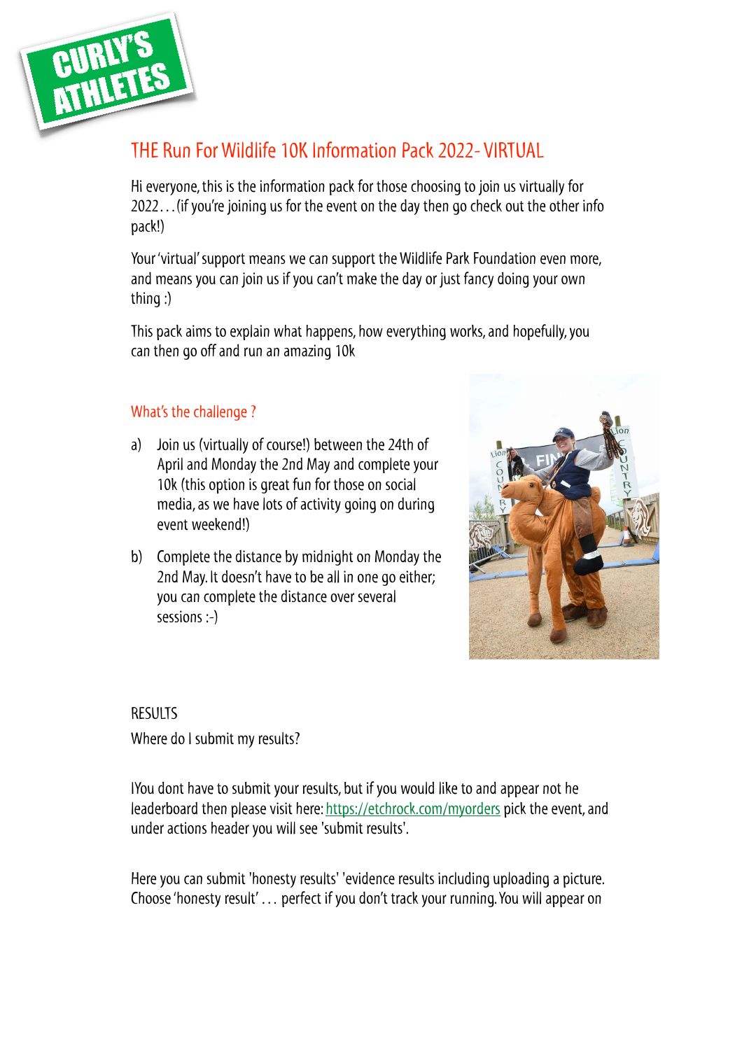CURLY'S ATHLETES

# THE Run For Wildlife 10K Information Pack 2022- VIRTUAL

Hi everyone, this is the information pack for those choosing to join us virtually for 2022…(if you're joining us for the event on the day then go check out the other info pack!)

Your 'virtual' support means we can support the Wildlife Park Foundation even more, and means you can join us if you can't make the day or just fancy doing your own thing :)

This pack aims to explain what happens, how everything works, and hopefully, you can then go off and run an amazing 10k

## What's the challenge ?

a) Join us (virtually of course!) between the 24th of April and Monday the 2nd May and complete your 10k (this option is great fun for those on social media, as we have lots of activity going on during event weekend!)

b) Complete the distance by midnight on Monday the 2nd May. It doesn't have to be all in one go either; you can complete the distance over several sessions :-)

## RESULTS

Where do I submit my results?

lYou dont have to submit your results, but if you would like to and appear not he leaderboard then please visit here: [https://etchrock.com/myorders](https://etchrock.com/myorders) pick the event, and under actions header you will see 'submit results'.

Here you can submit 'honesty results' 'evidence results including uploading a picture. Choose 'honesty result'… perfect if you don't track your running. You will appear on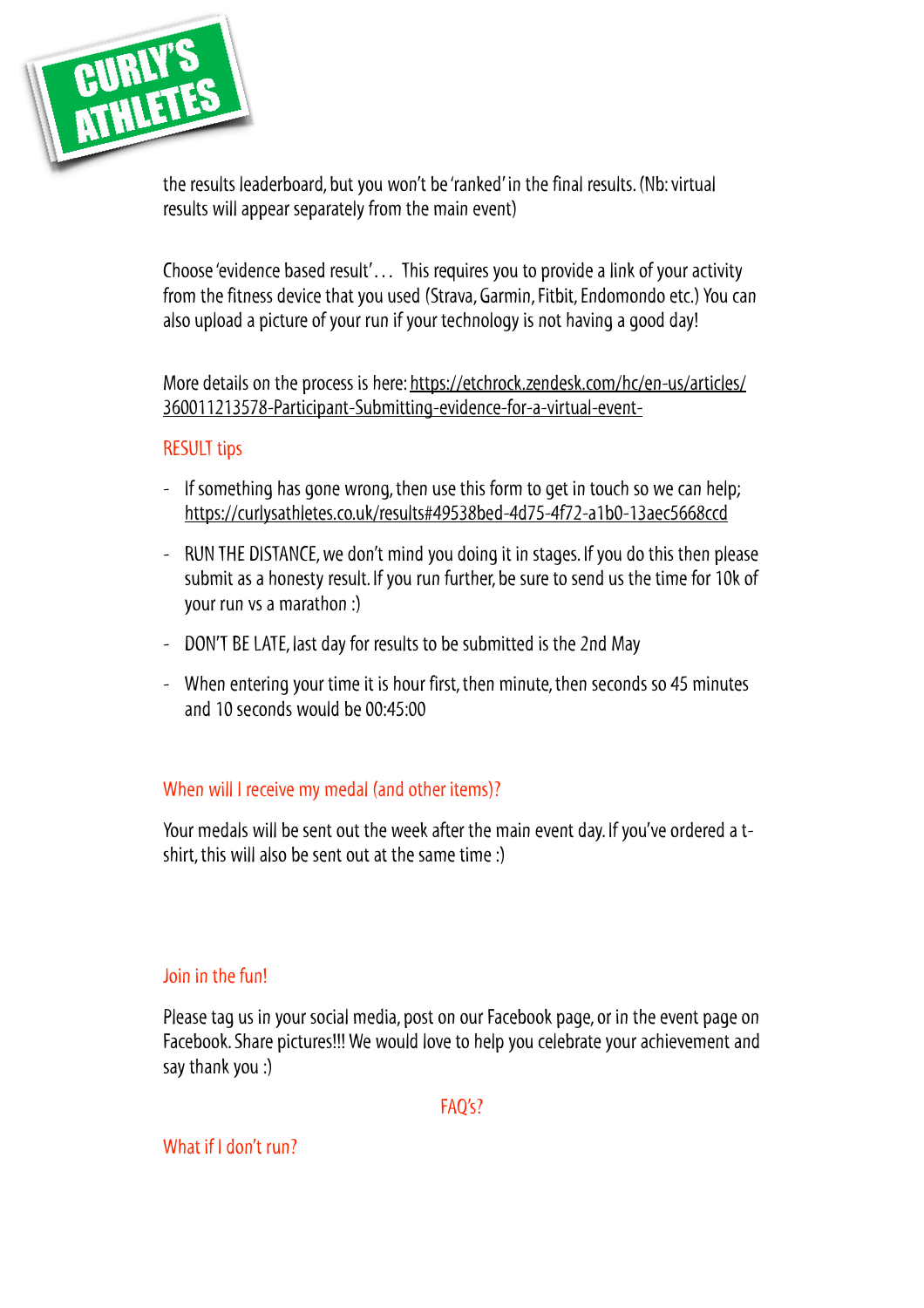the results leaderboard, but you won't be 'ranked' in the final results. (Nb: virtual results will appear separately from the main event)

Choose 'evidence based result'... This requires you to provide a link of your activity from the fitness device that you used (Strava, Garmin, Fitbit, Endomondo etc.) You can also upload a picture of your run if your technology is not having a good day!

More details on the process is here: https://etchrock.zendesk.com/hc/en-us/articles/360011213578-Participant-Submitting-evidence-for-a-virtual-event-

## RESULT tips

- If something has gone wrong, then use this form to get in touch so we can help; https://curlysathletes.co.uk/results#49538bed-4d75-4f72-a1b0-13aec5668ccd
- RUN THE DISTANCE, we don't mind you doing it in stages. If you do this then please submit as a honesty result. If you run further, be sure to send us the time for 10k of your run vs a marathon :)
- DON'T BE LATE, last day for results to be submitted is the 2nd May
- When entering your time it is hour first, then minute, then seconds so 45 minutes and 10 seconds would be 00:45:00

## When will I receive my medal (and other items)?

Your medals will be sent out the week after the main event day. If you've ordered a t-shirt, this will also be sent out at the same time :)

## Join in the fun!

Please tag us in your social media, post on our Facebook page, or in the event page on Facebook. Share pictures!!! We would love to help you celebrate your achievement and say thank you :)

## FAQ's?

### What if I don't run?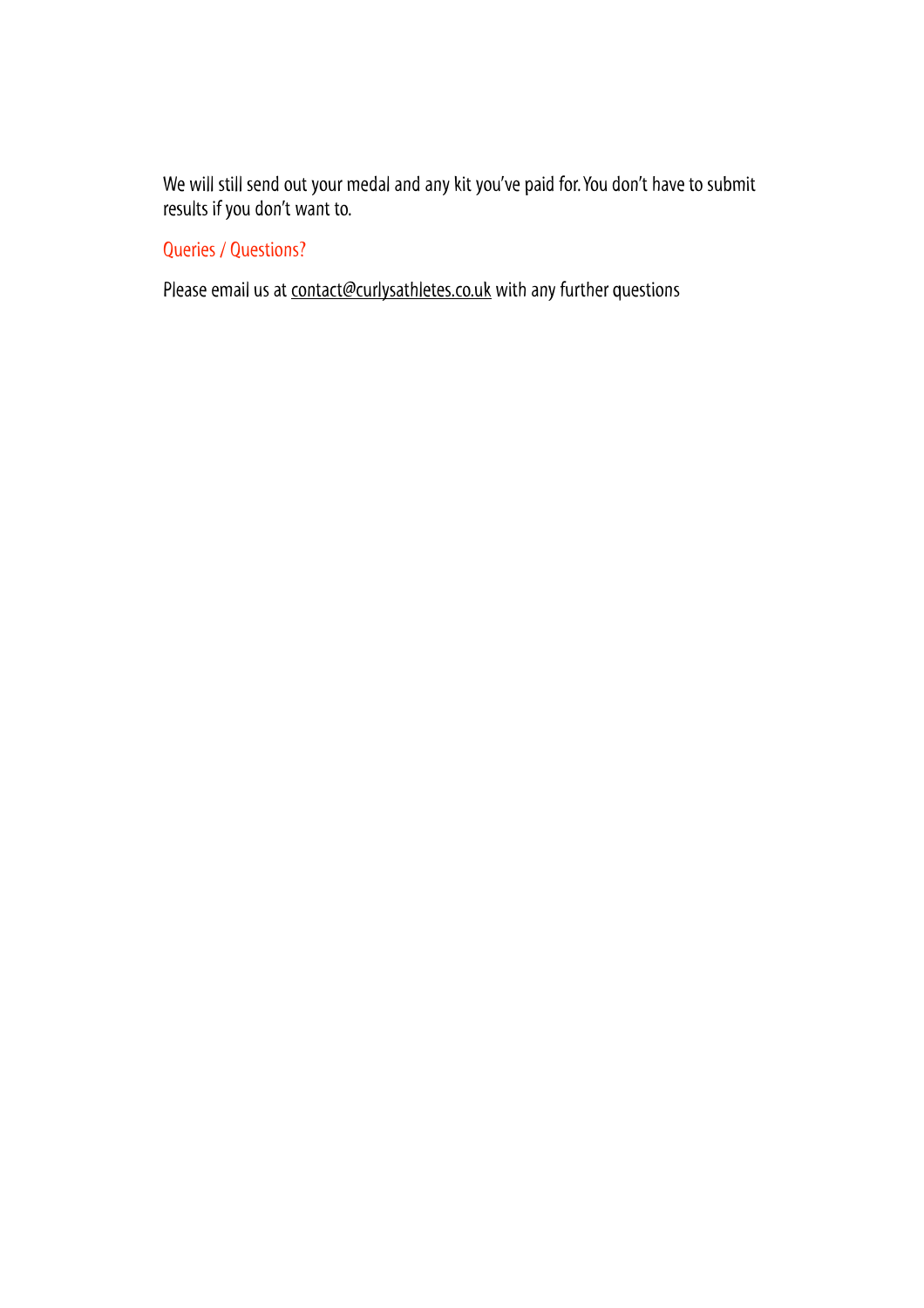We will still send out your medal and any kit you've paid for. You don't have to submit results if you don't want to.

## Queries / Questions?

Please email us at contact@curlysathletes.co.uk with any further questions